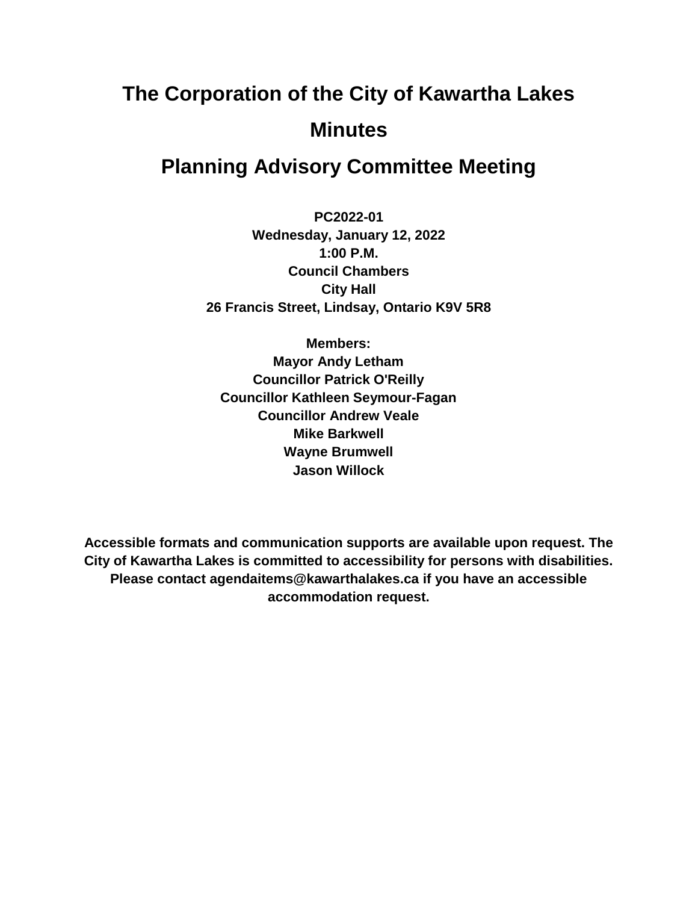# The Corporation of the City of Kawartha Lakes

# Minutes

# Planning Advisory Committee Meeting

**PC2022-01**
**Wednesday, January 12, 2022**
**1:00 P.M.**
**Council Chambers**
**City Hall**
**26 Francis Street, Lindsay, Ontario K9V 5R8**

**Members:**
**Mayor Andy Letham**
**Councillor Patrick O'Reilly**
**Councillor Kathleen Seymour-Fagan**
**Councillor Andrew Veale**
**Mike Barkwell**
**Wayne Brumwell**
**Jason Willock**

**Accessible formats and communication supports are available upon request. The City of Kawartha Lakes is committed to accessibility for persons with disabilities. Please contact agendaitems@kawarthalakes.ca if you have an accessible accommodation request.**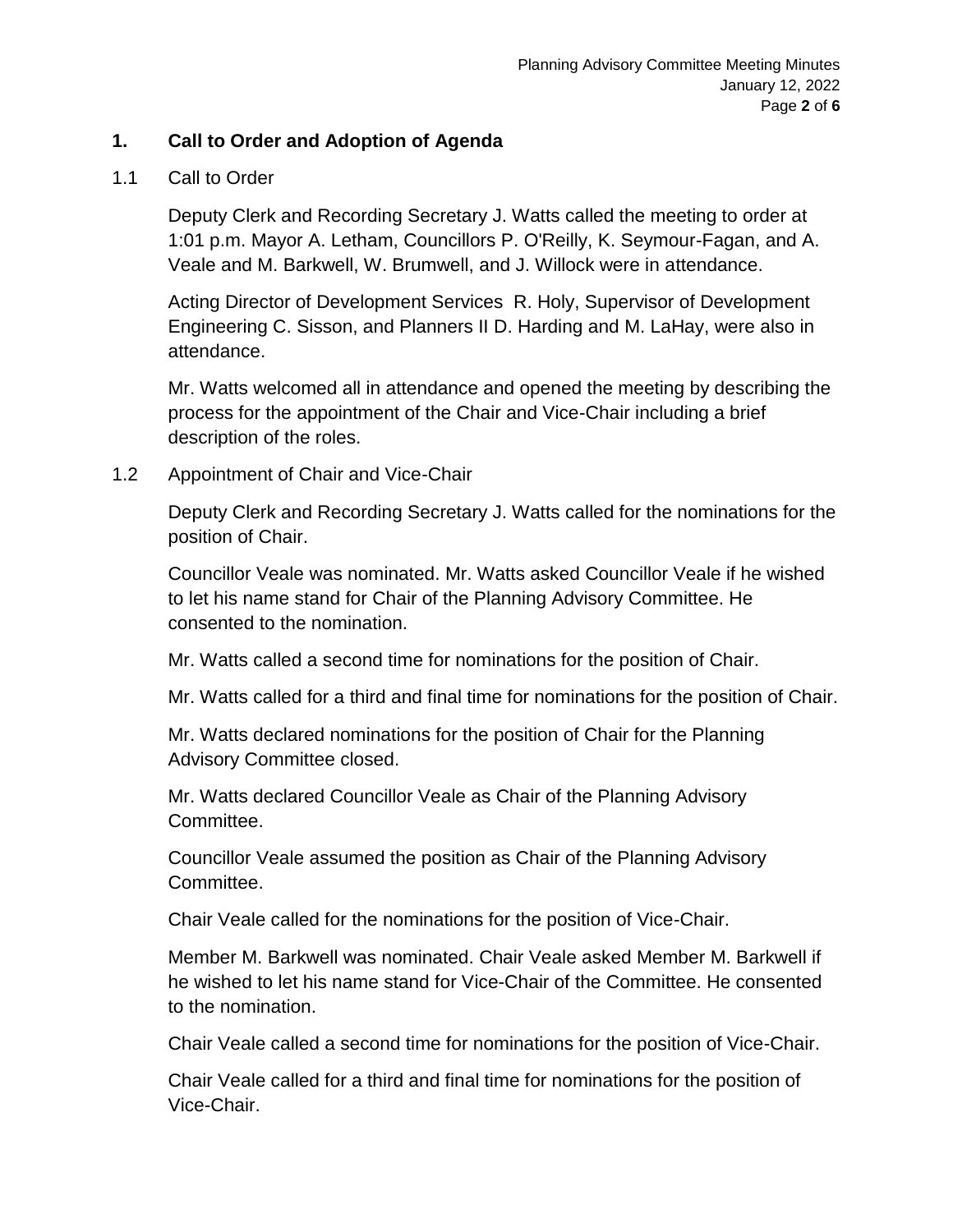## 1. Call to Order and Adoption of Agenda

### 1.1 Call to Order

Deputy Clerk and Recording Secretary J. Watts called the meeting to order at 1:01 p.m. Mayor A. Letham, Councillors P. O'Reilly, K. Seymour-Fagan, and A. Veale and M. Barkwell, W. Brumwell, and J. Willock were in attendance.

Acting Director of Development Services R. Holy, Supervisor of Development Engineering C. Sisson, and Planners II D. Harding and M. LaHay, were also in attendance.

Mr. Watts welcomed all in attendance and opened the meeting by describing the process for the appointment of the Chair and Vice-Chair including a brief description of the roles.

### 1.2 Appointment of Chair and Vice-Chair

Deputy Clerk and Recording Secretary J. Watts called for the nominations for the position of Chair.

Councillor Veale was nominated. Mr. Watts asked Councillor Veale if he wished to let his name stand for Chair of the Planning Advisory Committee. He consented to the nomination.

Mr. Watts called a second time for nominations for the position of Chair.

Mr. Watts called for a third and final time for nominations for the position of Chair.

Mr. Watts declared nominations for the position of Chair for the Planning Advisory Committee closed.

Mr. Watts declared Councillor Veale as Chair of the Planning Advisory Committee.

Councillor Veale assumed the position as Chair of the Planning Advisory Committee.

Chair Veale called for the nominations for the position of Vice-Chair.

Member M. Barkwell was nominated. Chair Veale asked Member M. Barkwell if he wished to let his name stand for Vice-Chair of the Committee. He consented to the nomination.

Chair Veale called a second time for nominations for the position of Vice-Chair.

Chair Veale called for a third and final time for nominations for the position of Vice-Chair.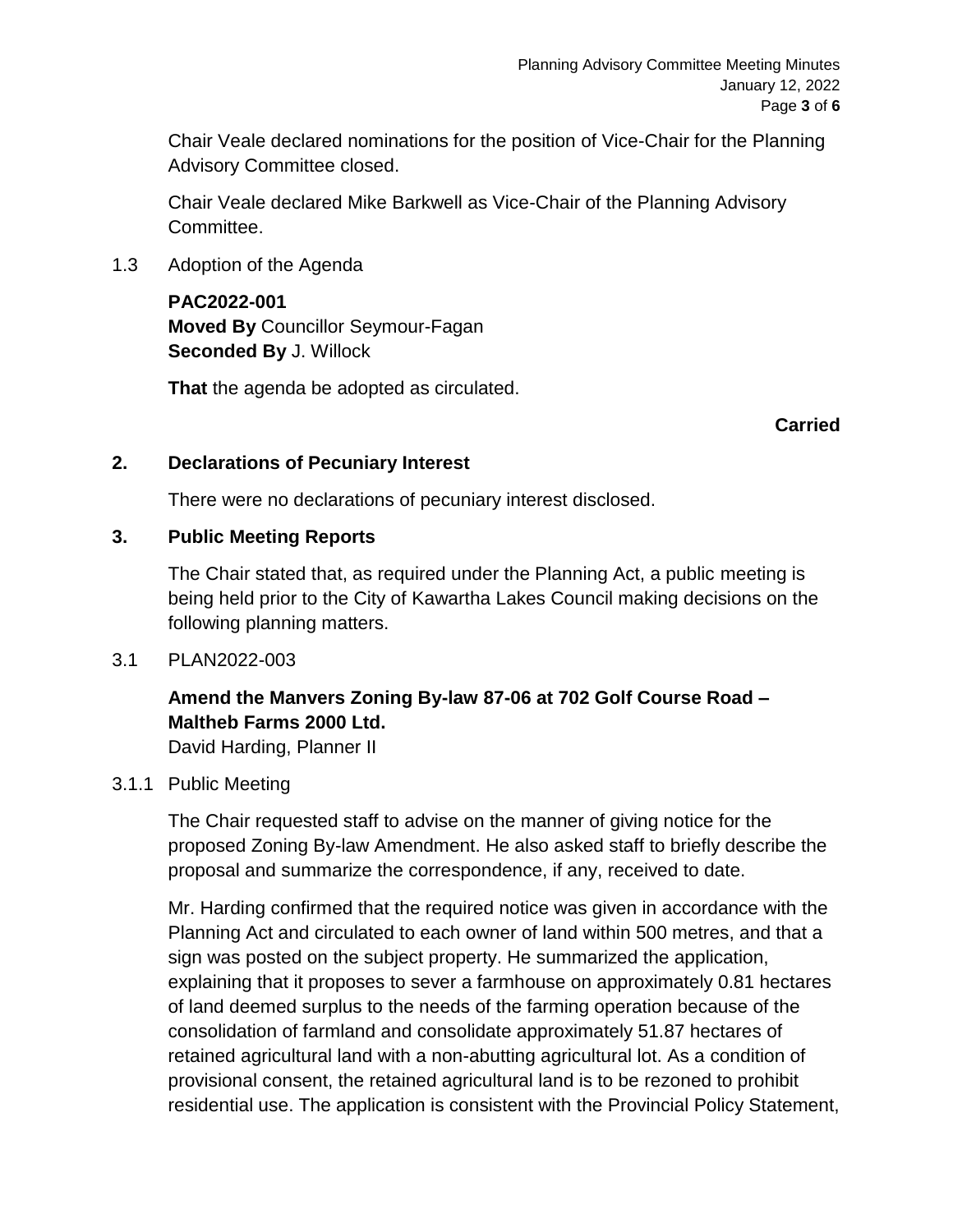Chair Veale declared nominations for the position of Vice-Chair for the Planning Advisory Committee closed.

Chair Veale declared Mike Barkwell as Vice-Chair of the Planning Advisory Committee.

1.3 Adoption of the Agenda

**PAC2022-001**
**Moved By** Councillor Seymour-Fagan
**Seconded By** J. Willock

**That** the agenda be adopted as circulated.

**Carried**

## 2. Declarations of Pecuniary Interest

There were no declarations of pecuniary interest disclosed.

## 3. Public Meeting Reports

The Chair stated that, as required under the Planning Act, a public meeting is being held prior to the City of Kawartha Lakes Council making decisions on the following planning matters.

3.1 PLAN2022-003

**Amend the Manvers Zoning By-law 87-06 at 702 Golf Course Road – Maltheb Farms 2000 Ltd.**
David Harding, Planner II

3.1.1 Public Meeting

The Chair requested staff to advise on the manner of giving notice for the proposed Zoning By-law Amendment. He also asked staff to briefly describe the proposal and summarize the correspondence, if any, received to date.

Mr. Harding confirmed that the required notice was given in accordance with the Planning Act and circulated to each owner of land within 500 metres, and that a sign was posted on the subject property. He summarized the application, explaining that it proposes to sever a farmhouse on approximately 0.81 hectares of land deemed surplus to the needs of the farming operation because of the consolidation of farmland and consolidate approximately 51.87 hectares of retained agricultural land with a non-abutting agricultural lot. As a condition of provisional consent, the retained agricultural land is to be rezoned to prohibit residential use. The application is consistent with the Provincial Policy Statement,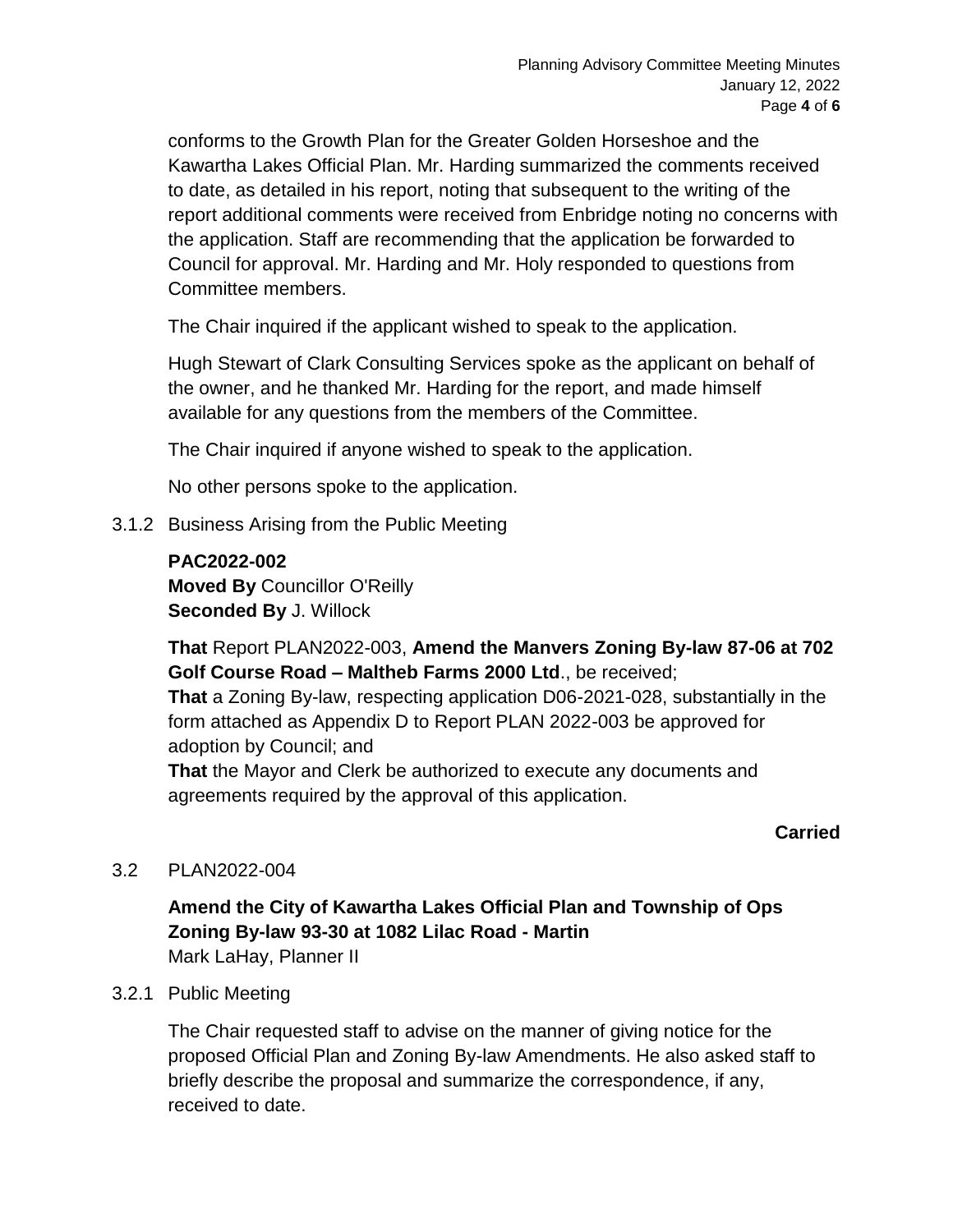conforms to the Growth Plan for the Greater Golden Horseshoe and the Kawartha Lakes Official Plan. Mr. Harding summarized the comments received to date, as detailed in his report, noting that subsequent to the writing of the report additional comments were received from Enbridge noting no concerns with the application. Staff are recommending that the application be forwarded to Council for approval. Mr. Harding and Mr. Holy responded to questions from Committee members.

The Chair inquired if the applicant wished to speak to the application.

Hugh Stewart of Clark Consulting Services spoke as the applicant on behalf of the owner, and he thanked Mr. Harding for the report, and made himself available for any questions from the members of the Committee.

The Chair inquired if anyone wished to speak to the application.

No other persons spoke to the application.

3.1.2 Business Arising from the Public Meeting

**PAC2022-002**
**Moved By** Councillor O'Reilly
**Seconded By** J. Willock

**That** Report PLAN2022-003, **Amend the Manvers Zoning By-law 87-06 at 702 Golf Course Road – Maltheb Farms 2000 Ltd**., be received;
**That** a Zoning By-law, respecting application D06-2021-028, substantially in the form attached as Appendix D to Report PLAN 2022-003 be approved for adoption by Council; and
**That** the Mayor and Clerk be authorized to execute any documents and agreements required by the approval of this application.

**Carried**

3.2 PLAN2022-004

**Amend the City of Kawartha Lakes Official Plan and Township of Ops Zoning By-law 93-30 at 1082 Lilac Road - Martin**
Mark LaHay, Planner II

3.2.1 Public Meeting

The Chair requested staff to advise on the manner of giving notice for the proposed Official Plan and Zoning By-law Amendments. He also asked staff to briefly describe the proposal and summarize the correspondence, if any, received to date.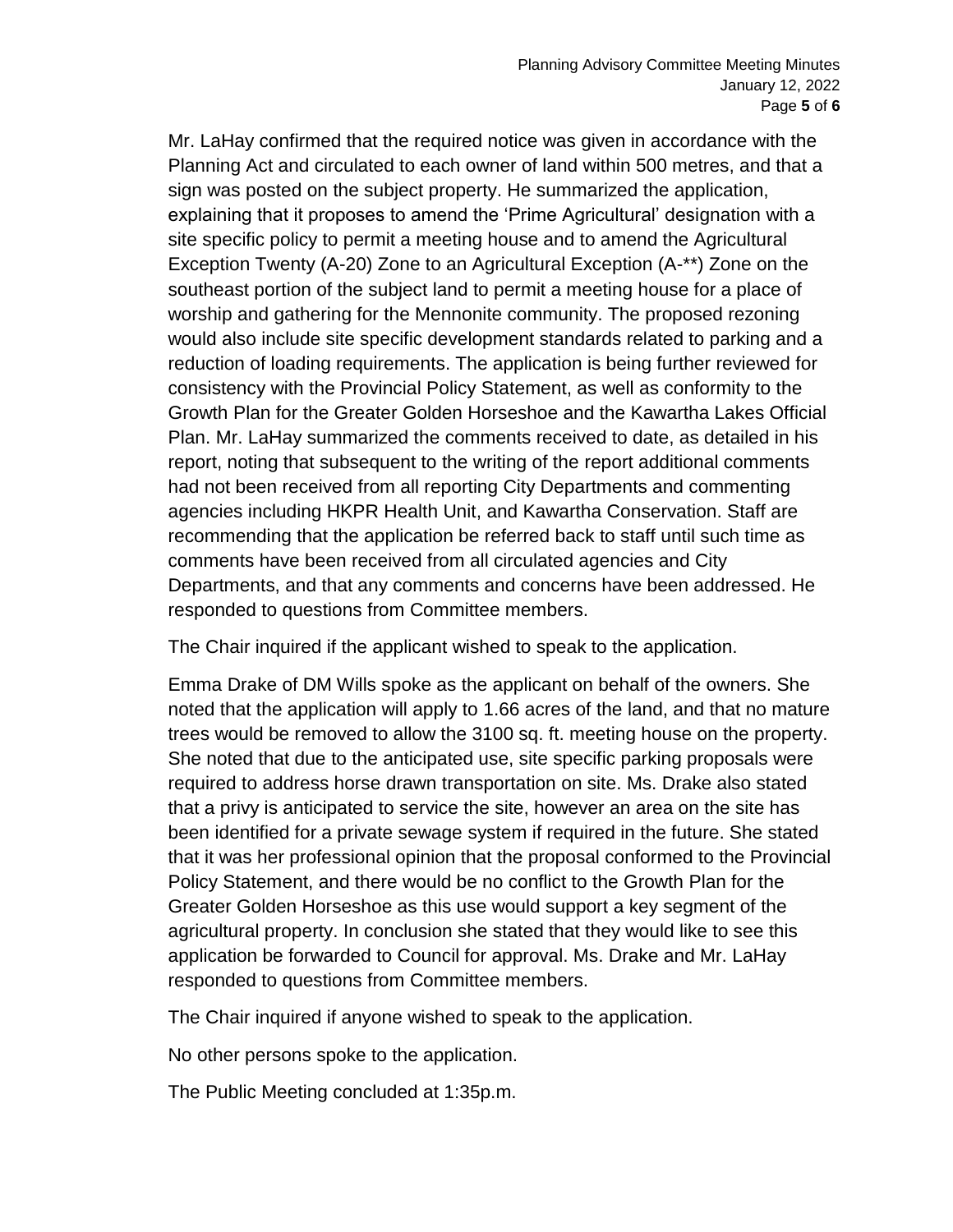Mr. LaHay confirmed that the required notice was given in accordance with the Planning Act and circulated to each owner of land within 500 metres, and that a sign was posted on the subject property. He summarized the application, explaining that it proposes to amend the 'Prime Agricultural' designation with a site specific policy to permit a meeting house and to amend the Agricultural Exception Twenty (A-20) Zone to an Agricultural Exception (A-**) Zone on the southeast portion of the subject land to permit a meeting house for a place of worship and gathering for the Mennonite community. The proposed rezoning would also include site specific development standards related to parking and a reduction of loading requirements. The application is being further reviewed for consistency with the Provincial Policy Statement, as well as conformity to the Growth Plan for the Greater Golden Horseshoe and the Kawartha Lakes Official Plan. Mr. LaHay summarized the comments received to date, as detailed in his report, noting that subsequent to the writing of the report additional comments had not been received from all reporting City Departments and commenting agencies including HKPR Health Unit, and Kawartha Conservation. Staff are recommending that the application be referred back to staff until such time as comments have been received from all circulated agencies and City Departments, and that any comments and concerns have been addressed. He responded to questions from Committee members.

The Chair inquired if the applicant wished to speak to the application.

Emma Drake of DM Wills spoke as the applicant on behalf of the owners. She noted that the application will apply to 1.66 acres of the land, and that no mature trees would be removed to allow the 3100 sq. ft. meeting house on the property. She noted that due to the anticipated use, site specific parking proposals were required to address horse drawn transportation on site. Ms. Drake also stated that a privy is anticipated to service the site, however an area on the site has been identified for a private sewage system if required in the future. She stated that it was her professional opinion that the proposal conformed to the Provincial Policy Statement, and there would be no conflict to the Growth Plan for the Greater Golden Horseshoe as this use would support a key segment of the agricultural property. In conclusion she stated that they would like to see this application be forwarded to Council for approval. Ms. Drake and Mr. LaHay responded to questions from Committee members.

The Chair inquired if anyone wished to speak to the application.

No other persons spoke to the application.

The Public Meeting concluded at 1:35p.m.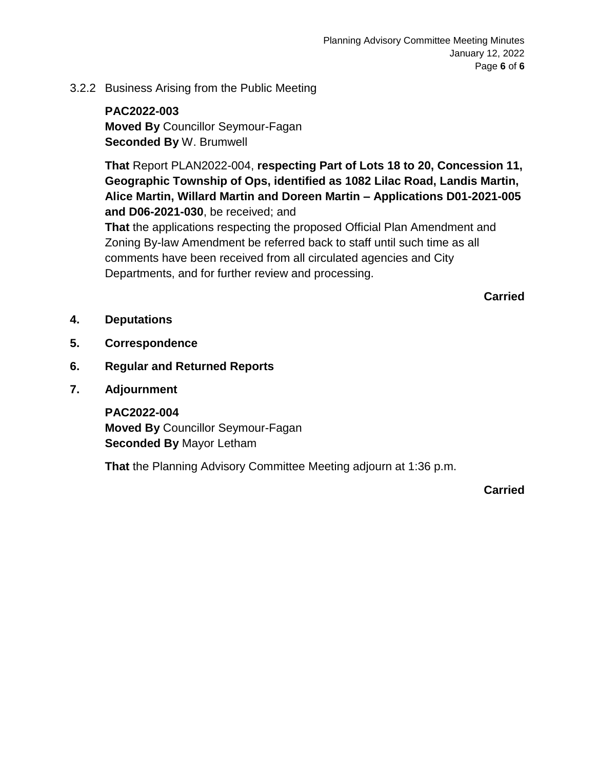3.2.2 Business Arising from the Public Meeting

**PAC2022-003**
**Moved By** Councillor Seymour-Fagan
**Seconded By** W. Brumwell

**That** Report PLAN2022-004, **respecting Part of Lots 18 to 20, Concession 11, Geographic Township of Ops, identified as 1082 Lilac Road, Landis Martin, Alice Martin, Willard Martin and Doreen Martin – Applications D01-2021-005 and D06-2021-030**, be received; and
**That** the applications respecting the proposed Official Plan Amendment and Zoning By-law Amendment be referred back to staff until such time as all comments have been received from all circulated agencies and City Departments, and for further review and processing.

**Carried**

## 4. Deputations

## 5. Correspondence

## 6. Regular and Returned Reports

## 7. Adjournment

**PAC2022-004**
**Moved By** Councillor Seymour-Fagan
**Seconded By** Mayor Letham

**That** the Planning Advisory Committee Meeting adjourn at 1:36 p.m.

**Carried**